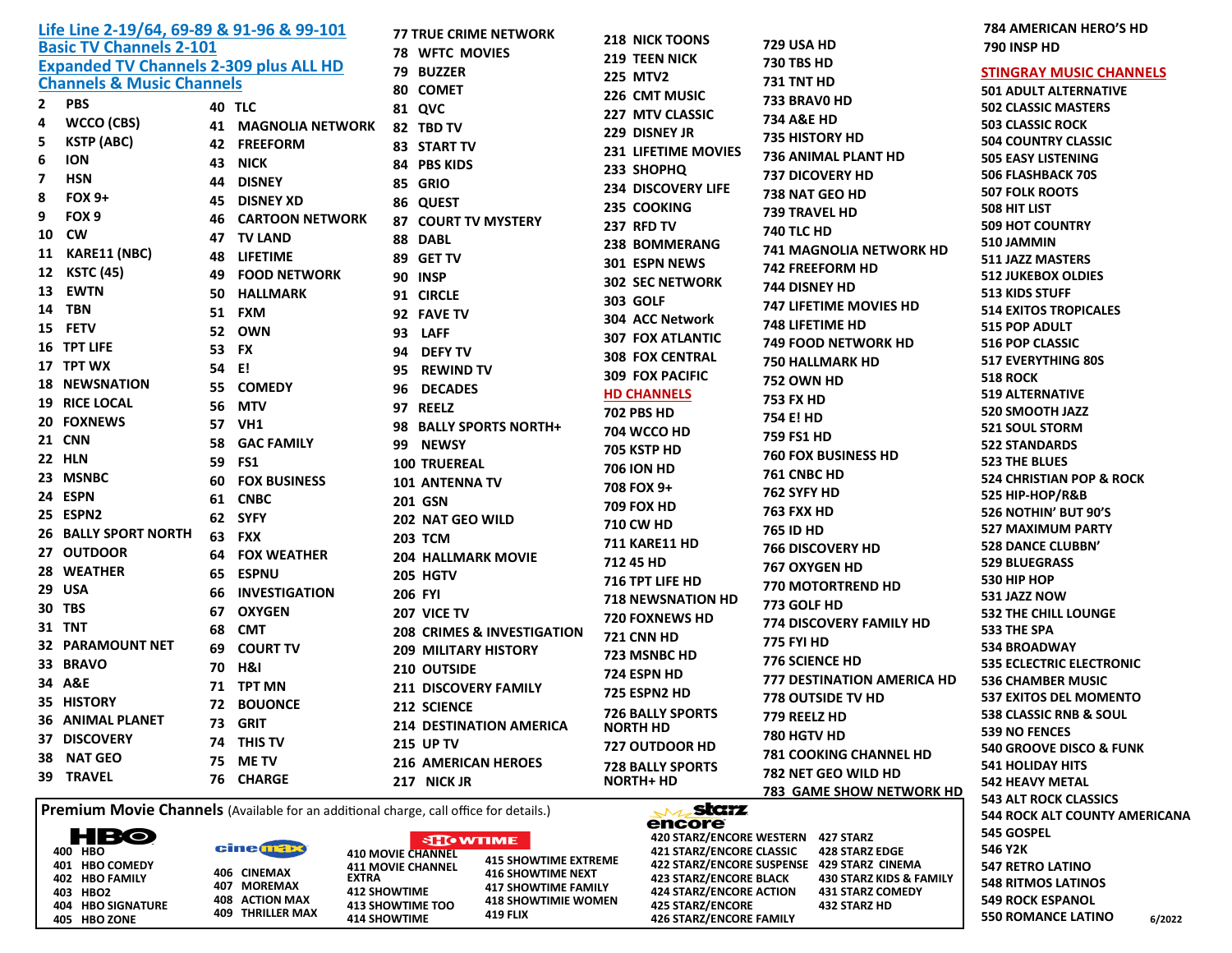## Life Line 2-19/64, 69-89 & 91-96 & 99-101
## Basic TV Channels 2-101
## Expanded TV Channels 2-309 plus ALL HD Channels & Music Channels

2 PBS
4 WCCO (CBS)
5 KSTP (ABC)
6 ION
7 HSN
8 FOX 9+
9 FOX 9
10 CW
11 KARE11 (NBC)
12 KSTC (45)
13 EWTN
14 TBN
15 FETV
16 TPT LIFE
17 TPT WX
18 NEWSNATION
19 RICE LOCAL
20 FOXNEWS
21 CNN
22 HLN
23 MSNBC
24 ESPN
25 ESPN2
26 BALLY SPORT NORTH
27 OUTDOOR
28 WEATHER
29 USA
30 TBS
31 TNT
32 PARAMOUNT NET
33 BRAVO
34 A&E
35 HISTORY
36 ANIMAL PLANET
37 DISCOVERY
38 NAT GEO
39 TRAVEL
40 TLC
41 MAGNOLIA NETWORK
42 FREEFORM
43 NICK
44 DISNEY
45 DISNEY XD
46 CARTOON NETWORK
47 TV LAND
48 LIFETIME
49 FOOD NETWORK
50 HALLMARK
51 FXM
52 OWN
53 FX
54 E!
55 COMEDY
56 MTV
57 VH1
58 GAC FAMILY
59 FS1
60 FOX BUSINESS
61 CNBC
62 SYFY
63 FXX
64 FOX WEATHER
65 ESPNU
66 INVESTIGATION
67 OXYGEN
68 CMT
69 COURT TV
70 H&I
71 TPT MN
72 BOUONCE
73 GRIT
74 THIS TV
75 ME TV
76 CHARGE
77 TRUE CRIME NETWORK
78 WFTC MOVIES
79 BUZZER
80 COMET
81 QVC
82 TBD TV
83 START TV
84 PBS KIDS
85 GRIO
86 QUEST
87 COURT TV MYSTERY
88 DABL
89 GET TV
90 INSP
91 CIRCLE
92 FAVE TV
93 LAFF
94 DEFY TV
95 REWIND TV
96 DECADES
97 REELZ
98 BALLY SPORTS NORTH+
99 NEWSY
100 TRUEREAL
101 ANTENNA TV
201 GSN
202 NAT GEO WILD
203 TCM
204 HALLMARK MOVIE
205 HGTV
206 FYI
207 VICE TV
208 CRIMES & INVESTIGATION
209 MILITARY HISTORY
210 OUTSIDE
211 DISCOVERY FAMILY
212 SCIENCE
214 DESTINATION AMERICA
215 UP TV
216 AMERICAN HEROES
217 NICK JR
218 NICK TOONS
219 TEEN NICK
225 MTV2
226 CMT MUSIC
227 MTV CLASSIC
229 DISNEY JR
231 LIFETIME MOVIES
233 SHOPHQ
234 DISCOVERY LIFE
235 COOKING
237 RFD TV
238 BOMMERANG
301 ESPN NEWS
302 SEC NETWORK
303 GOLF
304 ACC Network
307 FOX ATLANTIC
308 FOX CENTRAL
309 FOX PACIFIC

## HD CHANNELS

702 PBS HD
704 WCCO HD
705 KSTP HD
706 ION HD
708 FOX 9+
709 FOX HD
710 CW HD
711 KARE11 HD
712 45 HD
716 TPT LIFE HD
718 NEWSNATION HD
720 FOXNEWS HD
721 CNN HD
723 MSNBC HD
724 ESPN HD
725 ESPN2 HD
726 BALLY SPORTS NORTH HD
727 OUTDOOR HD
728 BALLY SPORTS NORTH+ HD
729 USA HD
730 TBS HD
731 TNT HD
733 BRAV0 HD
734 A&E HD
735 HISTORY HD
736 ANIMAL PLANT HD
737 DICOVERY HD
738 NAT GEO HD
739 TRAVEL HD
740 TLC HD
741 MAGNOLIA NETWORK HD
742 FREEFORM HD
744 DISNEY HD
747 LIFETIME MOVIES HD
748 LIFETIME HD
749 FOOD NETWORK HD
750 HALLMARK HD
752 OWN HD
753 FX HD
754 E! HD
759 FS1 HD
760 FOX BUSINESS HD
761 CNBC HD
762 SYFY HD
763 FXX HD
765 ID HD
766 DISCOVERY HD
767 OXYGEN HD
770 MOTORTREND HD
773 GOLF HD
774 DISCOVERY FAMILY HD
775 FYI HD
776 SCIENCE HD
777 DESTINATION AMERICA HD
778 OUTSIDE TV HD
779 REELZ HD
780 HGTV HD
781 COOKING CHANNEL HD
782 NET GEO WILD HD
783 GAME SHOW NETWORK HD
784 AMERICAN HERO'S HD
790 INSP HD

## STINGRAY MUSIC CHANNELS

501 ADULT ALTERNATIVE
502 CLASSIC MASTERS
503 CLASSIC ROCK
504 COUNTRY CLASSIC
505 EASY LISTENING
506 FLASHBACK 70S
507 FOLK ROOTS
508 HIT LIST
509 HOT COUNTRY
510 JAMMIN
511 JAZZ MASTERS
512 JUKEBOX OLDIES
513 KIDS STUFF
514 EXITOS TROPICALES
515 POP ADULT
516 POP CLASSIC
517 EVERYTHING 80S
518 ROCK
519 ALTERNATIVE
520 SMOOTH JAZZ
521 SOUL STORM
522 STANDARDS
523 THE BLUES
524 CHRISTIAN POP & ROCK
525 HIP-HOP/R&B
526 NOTHIN' BUT 90'S
527 MAXIMUM PARTY
528 DANCE CLUBBN'
529 BLUEGRASS
530 HIP HOP
531 JAZZ NOW
532 THE CHILL LOUNGE
533 THE SPA
534 BROADWAY
535 ECLECTRIC ELECTRONIC
536 CHAMBER MUSIC
537 EXITOS DEL MOMENTO
538 CLASSIC RNB & SOUL
539 NO FENCES
540 GROOVE DISCO & FUNK
541 HOLIDAY HITS
542 HEAVY METAL
543 ALT ROCK CLASSICS
544 ROCK ALT COUNTY AMERICANA
545 GOSPEL
546 Y2K
547 RETRO LATINO
548 RITMOS LATINOS
549 ROCK ESPANOL
550 ROMANCE LATINO

## Premium Movie Channels (Available for an additional charge, call office for details.)

**HBO**
400 HBO
401 HBO COMEDY
402 HBO FAMILY
403 HBO2
404 HBO SIGNATURE
405 HBO ZONE

**cinemax**
406 CINEMAX
407 MOREMAX
408 ACTION MAX
409 THRILLER MAX

**SHOWTIME**
410 MOVIE CHANNEL
411 MOVIE CHANNEL EXTRA
412 SHOWTIME
413 SHOWTIME TOO
414 SHOWTIME
415 SHOWTIME EXTREME
416 SHOWTIME NEXT
417 SHOWTIME FAMILY
418 SHOWTIME WOMEN
419 FLIX

**starz encore**
420 STARZ/ENCORE WESTERN
421 STARZ/ENCORE CLASSIC
422 STARZ/ENCORE SUSPENSE
423 STARZ/ENCORE BLACK
424 STARZ/ENCORE ACTION
425 STARZ/ENCORE
426 STARZ/ENCORE FAMILY
427 STARZ
428 STARZ EDGE
429 STARZ CINEMA
430 STARZ KIDS & FAMILY
431 STARZ COMEDY
432 STARZ HD

6/2022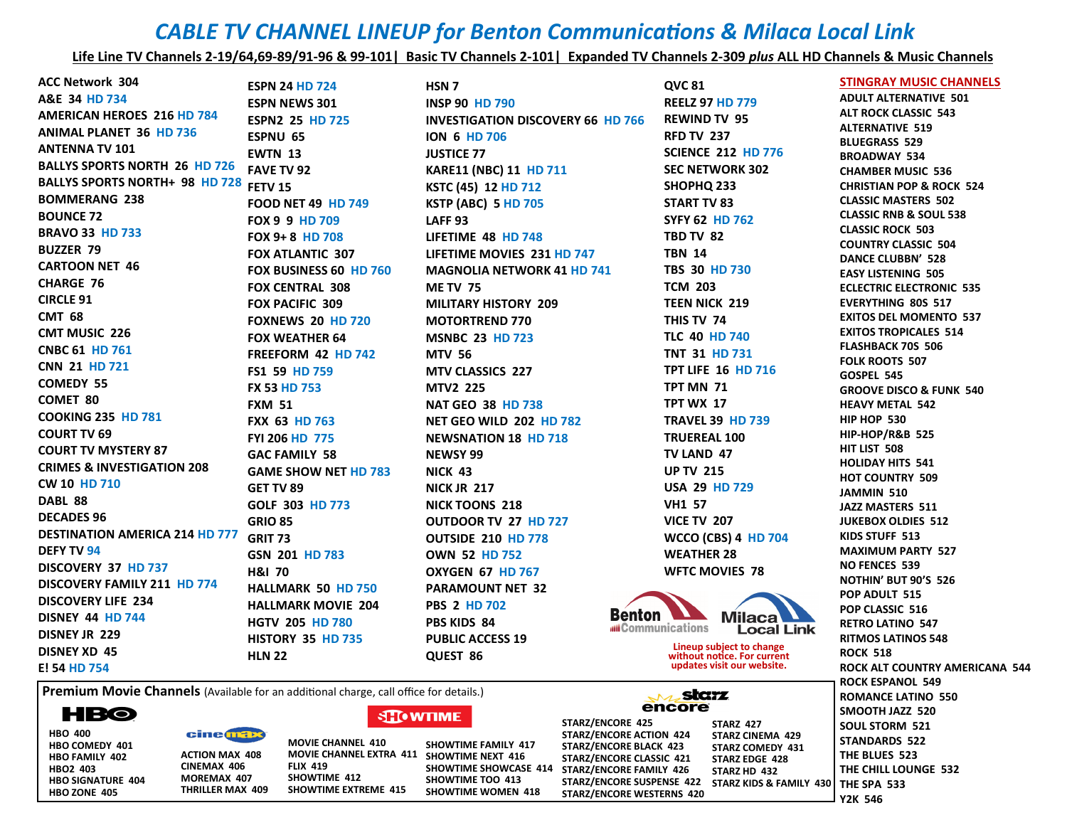# CABLE TV CHANNEL LINEUP for Benton Communications & Milaca Local Link

**Life Line TV Channels 2-19/64,69-89/91-96 & 99-101| Basic TV Channels 2-101| Expanded TV Channels 2-309 *plus* ALL HD Channels & Music Channels**

ACC Network 304
A&E 34 HD 734
AMERICAN HEROES 216 HD 784
ANIMAL PLANET 36 HD 736
ANTENNA TV 101
BALLYS SPORTS NORTH 26 HD 726
BALLYS SPORTS NORTH+ 98 HD 728
BOMMERANG 238
BOUNCE 72
BRAVO 33 HD 733
BUZZER 79
CARTOON NET 46
CHARGE 76
CIRCLE 91
CMT 68
CMT MUSIC 226
CNBC 61 HD 761
CNN 21 HD 721
COMEDY 55
COMET 80
COOKING 235 HD 781
COURT TV 69
COURT TV MYSTERY 87
CRIMES & INVESTIGATION 208
CW 10 HD 710
DABL 88
DECADES 96
DESTINATION AMERICA 214 HD 777
DEFY TV 94
DISCOVERY 37 HD 737
DISCOVERY FAMILY 211 HD 774
DISCOVERY LIFE 234
DISNEY 44 HD 744
DISNEY JR 229
DISNEY XD 45
E! 54 HD 754

ESPN 24 HD 724
ESPN NEWS 301
ESPN2 25 HD 725
ESPNU 65
EWTN 13
FAVE TV 92
FETV 15
FOOD NET 49 HD 749
FOX 9 9 HD 709
FOX 9+ 8 HD 708
FOX ATLANTIC 307
FOX BUSINESS 60 HD 760
FOX CENTRAL 308
FOX PACIFIC 309
FOXNEWS 20 HD 720
FOX WEATHER 64
FREEFORM 42 HD 742
FS1 59 HD 759
FX 53 HD 753
FXM 51
FXX 63 HD 763
FYI 206 HD 775
GAC FAMILY 58
GAME SHOW NET HD 783
GET TV 89
GOLF 303 HD 773
GRIO 85
GRIT 73
GSN 201 HD 783
H&I 70
HALLMARK 50 HD 750
HALLMARK MOVIE 204
HGTV 205 HD 780
HISTORY 35 HD 735
HLN 22

HSN 7
INSP 90 HD 790
INVESTIGATION DISCOVERY 66 HD 766
ION 6 HD 706
JUSTICE 77
KARE11 (NBC) 11 HD 711
KSTC (45) 12 HD 712
KSTP (ABC) 5 HD 705
LAFF 93
LIFETIME 48 HD 748
LIFETIME MOVIES 231 HD 747
MAGNOLIA NETWORK 41 HD 741
ME TV 75
MILITARY HISTORY 209
MOTORTREND 770
MSNBC 23 HD 723
MTV 56
MTV CLASSICS 227
MTV2 225
NAT GEO 38 HD 738
NET GEO WILD 202 HD 782
NEWSNATION 18 HD 718
NEWSY 99
NICK 43
NICK JR 217
NICK TOONS 218
OUTDOOR TV 27 HD 727
OUTSIDE 210 HD 778
OWN 52 HD 752
OXYGEN 67 HD 767
PARAMOUNT NET 32
PBS 2 HD 702
PBS KIDS 84
PUBLIC ACCESS 19
QUEST 86

QVC 81
REELZ 97 HD 779
REWIND TV 95
RFD TV 237
SCIENCE 212 HD 776
SEC NETWORK 302
SHOPHQ 233
START TV 83
SYFY 62 HD 762
TBD TV 82
TBN 14
TBS 30 HD 730
TCM 203
TEEN NICK 219
THIS TV 74
TLC 40 HD 740
TNT 31 HD 731
TPT LIFE 16 HD 716
TPT MN 71
TPT WX 17
TRAVEL 39 HD 739
TRUEREAL 100
TV LAND 47
UP TV 215
USA 29 HD 729
VH1 57
VICE TV 207
WCCO (CBS) 4 HD 704
WEATHER 28
WFTC MOVIES 78

Benton Communications — Milaca Local Link

Lineup subject to change without notice. For current updates visit our website.

## STINGRAY MUSIC CHANNELS

ADULT ALTERNATIVE 501
ALT ROCK CLASSIC 543
ALTERNATIVE 519
BLUEGRASS 529
BROADWAY 534
CHAMBER MUSIC 536
CHRISTIAN POP & ROCK 524
CLASSIC MASTERS 502
CLASSIC RNB & SOUL 538
CLASSIC ROCK 503
COUNTRY CLASSIC 504
DANCE CLUBBN' 528
EASY LISTENING 505
ECLECTRIC ELECTRONIC 535
EVERYTHING 80S 517
EXITOS DEL MOMENTO 537
EXITOS TROPICALES 514
FLASHBACK 70S 506
FOLK ROOTS 507
GOSPEL 545
GROOVE DISCO & FUNK 540
HEAVY METAL 542
HIP HOP 530
HIP-HOP/R&B 525
HIT LIST 508
HOLIDAY HITS 541
HOT COUNTRY 509
JAMMIN 510
JAZZ MASTERS 511
JUKEBOX OLDIES 512
KIDS STUFF 513
MAXIMUM PARTY 527
NO FENCES 539
NOTHIN' BUT 90'S 526
POP ADULT 515
POP CLASSIC 516
RETRO LATINO 547
RITMOS LATINOS 548
ROCK 518
ROCK ALT COUNTRY AMERICANA 544
ROCK ESPANOL 549
ROMANCE LATINO 550
SMOOTH JAZZ 520
SOUL STORM 521
STANDARDS 522
THE BLUES 523
THE CHILL LOUNGE 532
THE SPA 533
Y2K 546

## Premium Movie Channels (Available for an additional charge, call office for details.)

**HBO**
HBO 400
HBO COMEDY 401
HBO FAMILY 402
HBO2 403
HBO SIGNATURE 404
HBO ZONE 405

**cinemax**
ACTION MAX 408
CINEMAX 406
MOREMAX 407
THRILLER MAX 409

**SHOWTIME**
MOVIE CHANNEL 410
MOVIE CHANNEL EXTRA 411
FLIX 419
SHOWTIME 412
SHOWTIME EXTREME 415
SHOWTIME FAMILY 417
SHOWTIME NEXT 416
SHOWTIME SHOWCASE 414
SHOWTIME TOO 413
SHOWTIME WOMEN 418

**starz encore**
STARZ/ENCORE 425
STARZ/ENCORE ACTION 424
STARZ/ENCORE BLACK 423
STARZ/ENCORE CLASSIC 421
STARZ/ENCORE FAMILY 426
STARZ/ENCORE SUSPENSE 422
STARZ/ENCORE WESTERNS 420
STARZ 427
STARZ CINEMA 429
STARZ COMEDY 431
STARZ EDGE 428
STARZ HD 432
STARZ KIDS & FAMILY 430